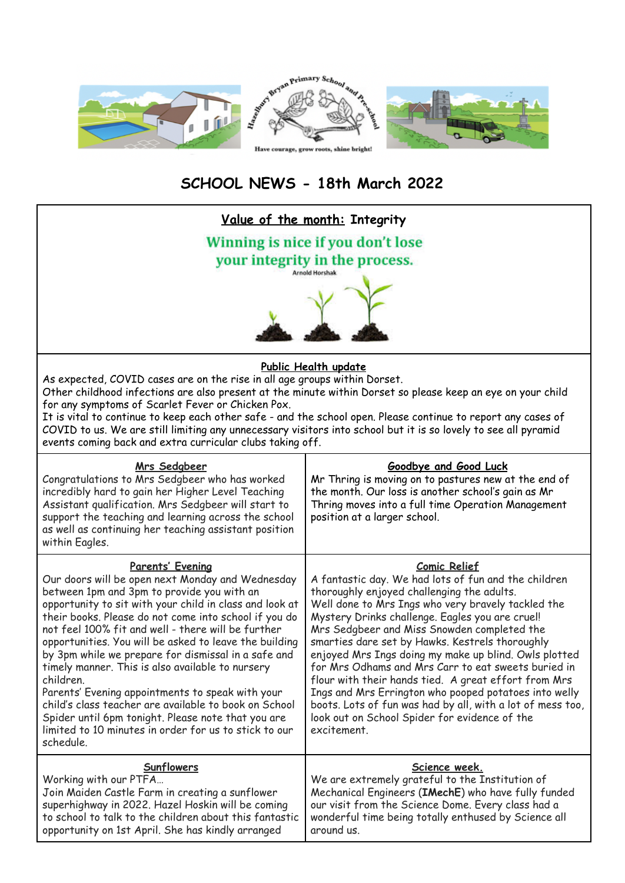Hazelbury Bryan Primary School and Pre-school

Have courage, grow roots, shine bright!

# SCHOOL NEWS - 18th March 2022

## Value of the month: Integrity

**Winning is nice if you don't lose your integrity in the process.**

Arnold Horshak

### Public Health update

As expected, COVID cases are on the rise in all age groups within Dorset.
Other childhood infections are also present at the minute within Dorset so please keep an eye on your child for any symptoms of Scarlet Fever or Chicken Pox.
It is vital to continue to keep each other safe - and the school open. Please continue to report any cases of COVID to us. We are still limiting any unnecessary visitors into school but it is so lovely to see all pyramid events coming back and extra curricular clubs taking off.

### Mrs Sedgbeer

Congratulations to Mrs Sedgbeer who has worked incredibly hard to gain her Higher Level Teaching Assistant qualification. Mrs Sedgbeer will start to support the teaching and learning across the school as well as continuing her teaching assistant position within Eagles.

### Goodbye and Good Luck

Mr Thring is moving on to pastures new at the end of the month. Our loss is another school's gain as Mr Thring moves into a full time Operation Management position at a larger school.

### Parents' Evening

Our doors will be open next Monday and Wednesday between 1pm and 3pm to provide you with an opportunity to sit with your child in class and look at their books. Please do not come into school if you do not feel 100% fit and well - there will be further opportunities. You will be asked to leave the building by 3pm while we prepare for dismissal in a safe and timely manner. This is also available to nursery children.
Parents' Evening appointments to speak with your child's class teacher are available to book on School Spider until 6pm tonight. Please note that you are limited to 10 minutes in order for us to stick to our schedule.

### Comic Relief

A fantastic day. We had lots of fun and the children thoroughly enjoyed challenging the adults.
Well done to Mrs Ings who very bravely tackled the Mystery Drinks challenge. Eagles you are cruel!
Mrs Sedgbeer and Miss Snowden completed the smarties dare set by Hawks. Kestrels thoroughly enjoyed Mrs Ings doing my make up blind. Owls plotted for Mrs Odhams and Mrs Carr to eat sweets buried in flour with their hands tied. A great effort from Mrs Ings and Mrs Errington who pooped potatoes into welly boots. Lots of fun was had by all, with a lot of mess too, look out on School Spider for evidence of the excitement.

### Sunflowers

Working with our PTFA…
Join Maiden Castle Farm in creating a sunflower superhighway in 2022. Hazel Hoskin will be coming to school to talk to the children about this fantastic opportunity on 1st April. She has kindly arranged

### Science week.

We are extremely grateful to the Institution of Mechanical Engineers (**IMechE**) who have fully funded our visit from the Science Dome. Every class had a wonderful time being totally enthused by Science all around us.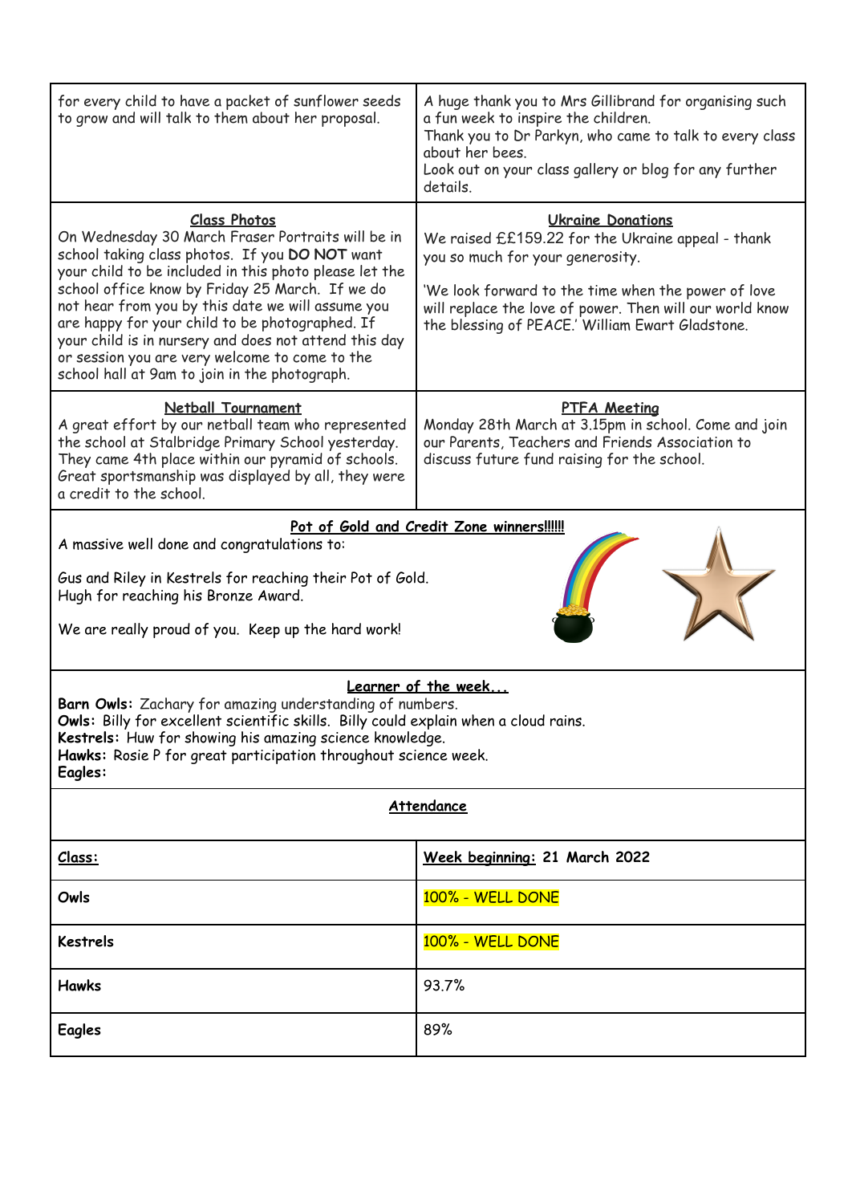for every child to have a packet of sunflower seeds to grow and will talk to them about her proposal.

A huge thank you to Mrs Gillibrand for organising such a fun week to inspire the children.
Thank you to Dr Parkyn, who came to talk to every class about her bees.
Look out on your class gallery or blog for any further details.

### Class Photos

On Wednesday 30 March Fraser Portraits will be in school taking class photos. If you **DO NOT** want your child to be included in this photo please let the school office know by Friday 25 March. If we do not hear from you by this date we will assume you are happy for your child to be photographed. If your child is in nursery and does not attend this day or session you are very welcome to come to the school hall at 9am to join in the photograph.

### Ukraine Donations

We raised ££159.22 for the Ukraine appeal - thank you so much for your generosity.

'We look forward to the time when the power of love will replace the love of power. Then will our world know the blessing of PEACE.' William Ewart Gladstone.

### Netball Tournament

A great effort by our netball team who represented the school at Stalbridge Primary School yesterday. They came 4th place within our pyramid of schools. Great sportsmanship was displayed by all, they were a credit to the school.

### PTFA Meeting

Monday 28th March at 3.15pm in school. Come and join our Parents, Teachers and Friends Association to discuss future fund raising for the school.

### Pot of Gold and Credit Zone winners!!!!!!

A massive well done and congratulations to:

Gus and Riley in Kestrels for reaching their Pot of Gold.
Hugh for reaching his Bronze Award.

We are really proud of you. Keep up the hard work!

### Learner of the week...

**Barn Owls:** Zachary for amazing understanding of numbers.
**Owls:** Billy for excellent scientific skills. Billy could explain when a cloud rains.
**Kestrels:** Huw for showing his amazing science knowledge.
**Hawks:** Rosie P for great participation throughout science week.
**Eagles:**

### Attendance

| Class: | Week beginning: 21 March 2022 |
|---|---|
| **Owls** | 100% - WELL DONE |
| **Kestrels** | 100% - WELL DONE |
| **Hawks** | 93.7% |
| **Eagles** | 89% |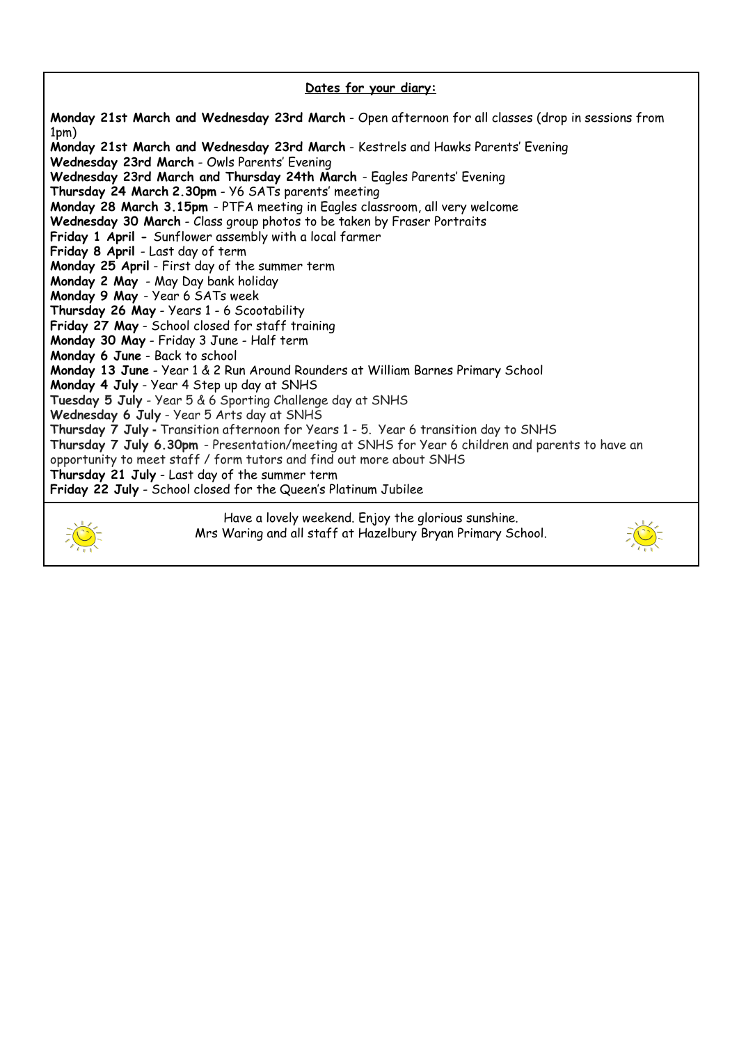**Dates for your diary:**

**Monday 21st March and Wednesday 23rd March** - Open afternoon for all classes (drop in sessions from 1pm)
**Monday 21st March and Wednesday 23rd March** - Kestrels and Hawks Parents' Evening
**Wednesday 23rd March** - Owls Parents' Evening
**Wednesday 23rd March and Thursday 24th March** - Eagles Parents' Evening
**Thursday 24 March 2.30pm** - Y6 SATs parents' meeting
**Monday 28 March 3.15pm** - PTFA meeting in Eagles classroom, all very welcome
**Wednesday 30 March** - Class group photos to be taken by Fraser Portraits
**Friday 1 April -** Sunflower assembly with a local farmer
**Friday 8 April** - Last day of term
**Monday 25 April** - First day of the summer term
**Monday 2 May** - May Day bank holiday
**Monday 9 May** - Year 6 SATs week
**Thursday 26 May** - Years 1 - 6 Scootability
**Friday 27 May** - School closed for staff training
**Monday 30 May** - Friday 3 June - Half term
**Monday 6 June** - Back to school
**Monday 13 June** - Year 1 & 2 Run Around Rounders at William Barnes Primary School
**Monday 4 July** - Year 4 Step up day at SNHS
**Tuesday 5 July** - Year 5 & 6 Sporting Challenge day at SNHS
**Wednesday 6 July** - Year 5 Arts day at SNHS
**Thursday 7 July -** Transition afternoon for Years 1 - 5. Year 6 transition day to SNHS
**Thursday 7 July 6.30pm** - Presentation/meeting at SNHS for Year 6 children and parents to have an opportunity to meet staff / form tutors and find out more about SNHS
**Thursday 21 July** - Last day of the summer term
**Friday 22 July** - School closed for the Queen's Platinum Jubilee

Have a lovely weekend. Enjoy the glorious sunshine.
Mrs Waring and all staff at Hazelbury Bryan Primary School.